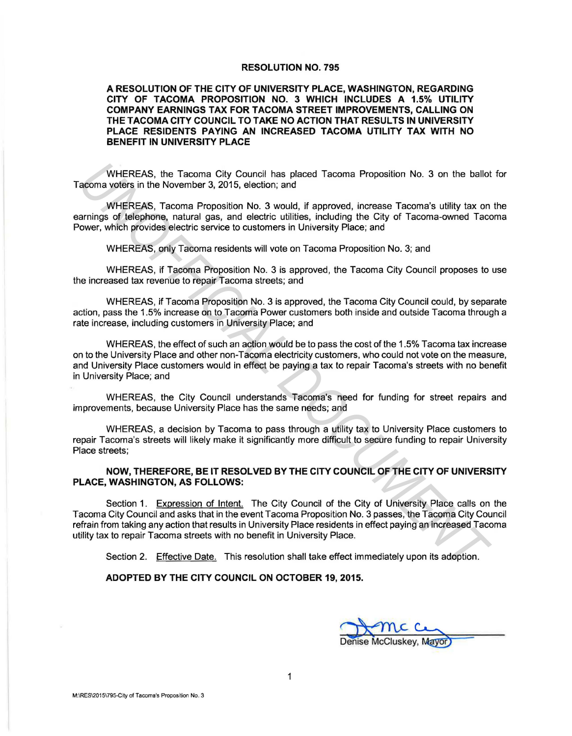# RESOLUTION NO. 795

**A RESOLUTION OF THE CITY OF UNIVERSITY PLACE, WASHINGTON, REGARDING CITY OF TACOMA PROPOSITION NO. 3 WHICH INCLUDES A 1.5% UTILITY COMPANY EARNINGS TAX FOR TACOMA STREET IMPROVEMENTS, CALLING ON THE TACOMA CITY COUNCIL TO TAKE NO ACTION THAT RESULTS IN UNIVERSITY PLACE RESIDENTS PAYING AN INCREASED TACOMA UTILITY TAX WITH NO BENEFIT IN UNIVERSITY PLACE**

WHEREAS, the Tacoma City Council has placed Tacoma Proposition No. 3 on the ballot for Tacoma voters in the November 3, 2015, election; and

WHEREAS, Tacoma Proposition No. 3 would, if approved, increase Tacoma's utility tax on the earnings of telephone, natural gas, and electric utilities, including the City of Tacoma-owned Tacoma Power, which provides electric service to customers in University Place; and

WHEREAS, only Tacoma residents will vote on Tacoma Proposition No. 3; and

WHEREAS, if Tacoma Proposition No. 3 is approved, the Tacoma City Council proposes to use the increased tax revenue to repair Tacoma streets; and

WHEREAS, if Tacoma Proposition No. 3 is approved, the Tacoma City Council could, by separate action, pass the 1.5% increase on to Tacoma Power customers both inside and outside Tacoma through a rate increase, including customers in University Place; and

WHEREAS, the effect of such an action would be to pass the cost of the 1.5% Tacoma tax increase on to the University Place and other non-Tacoma electricity customers, who could not vote on the measure, and University Place customers would in effect be paying a tax to repair Tacoma's streets with no benefit in University Place; and

WHEREAS, the City Council understands Tacoma's need for funding for street repairs and improvements, because University Place has the same needs; and

WHEREAS, a decision by Tacoma to pass through a utility tax to University Place customers to repair Tacoma's streets will likely make it significantly more difficult to secure funding to repair University Place streets;

**NOW, THEREFORE, BE IT RESOLVED BY THE CITY COUNCIL OF THE CITY OF UNIVERSITY PLACE, WASHINGTON, AS FOLLOWS:**

Section 1. Expression of Intent. The City Council of the City of University Place calls on the Tacoma City Council and asks that in the event Tacoma Proposition No. 3 passes, the Tacoma City Council refrain from taking any action that results in University Place residents in effect paying an increased Tacoma utility tax to repair Tacoma streets with no benefit in University Place.

Section 2. Effective Date. This resolution shall take effect immediately upon its adoption.

**ADOPTED BY THE CITY COUNCIL ON OCTOBER 19, 2015.**

Denise McCluskey, Mayor

M:\RES\2015\795-City of Tacoma's Proposition No. 3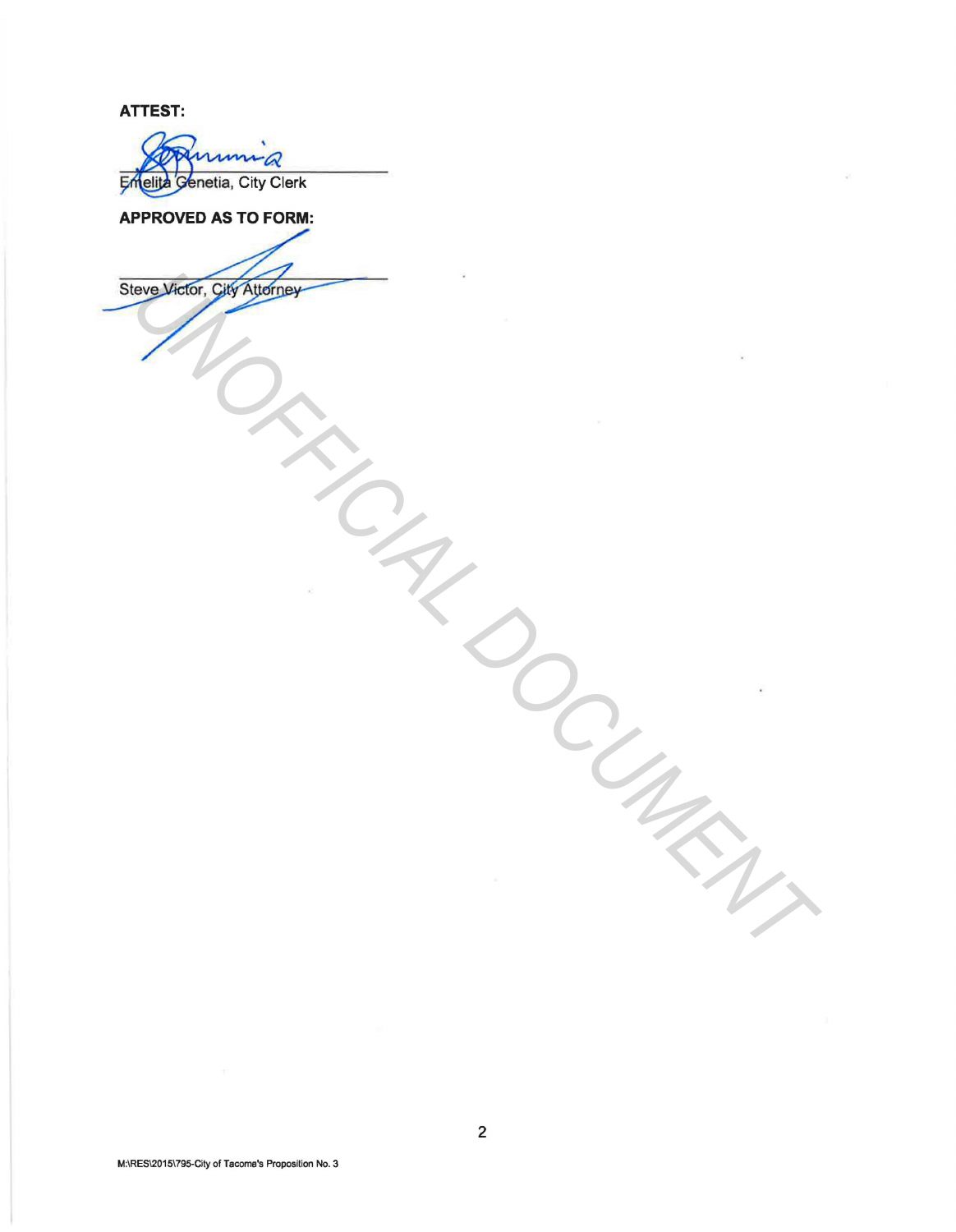**ATTEST:**

Emelita Genetia, City Clerk

**APPROVED AS TO FORM:**

Steve Victor, City Attorney

UNOFFICIAL DOCUMENT

M:\RES\2015\795-City of Tacoma's Proposition No. 3